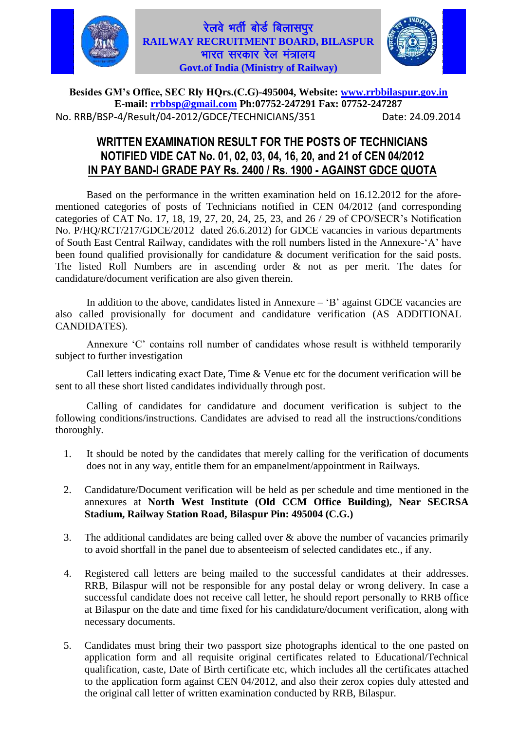# रेलवे भर्ती बोर्ड बिलासपुर
# RAILWAY RECRUITMENT BOARD, BILASPUR
## भारत सरकार रेल मंत्रालय
## Govt.of India (Ministry of Railway)

**Besides GM's Office, SEC Rly HQrs.(C.G)-495004, Website: www.rrbbilaspur.gov.in**
**E-mail: rrbbsp@gmail.com Ph:07752-247291 Fax: 07752-247287**

No. RRB/BSP-4/Result/04-2012/GDCE/TECHNICIANS/351 Date: 24.09.2014

## WRITTEN EXAMINATION RESULT FOR THE POSTS OF TECHNICIANS NOTIFIED VIDE CAT No. 01, 02, 03, 04, 16, 20, and 21 of CEN 04/2012 IN PAY BAND-I GRADE PAY Rs. 2400 / Rs. 1900 - AGAINST GDCE QUOTA

Based on the performance in the written examination held on 16.12.2012 for the afore-mentioned categories of posts of Technicians notified in CEN 04/2012 (and corresponding categories of CAT No. 17, 18, 19, 27, 20, 24, 25, 23, and 26 / 29 of CPO/SECR's Notification No. P/HQ/RCT/217/GDCE/2012 dated 26.6.2012) for GDCE vacancies in various departments of South East Central Railway, candidates with the roll numbers listed in the Annexure-'A' have been found qualified provisionally for candidature & document verification for the said posts. The listed Roll Numbers are in ascending order & not as per merit. The dates for candidature/document verification are also given therein.

In addition to the above, candidates listed in Annexure – 'B' against GDCE vacancies are also called provisionally for document and candidature verification (AS ADDITIONAL CANDIDATES).

Annexure 'C' contains roll number of candidates whose result is withheld temporarily subject to further investigation

Call letters indicating exact Date, Time & Venue etc for the document verification will be sent to all these short listed candidates individually through post.

Calling of candidates for candidature and document verification is subject to the following conditions/instructions. Candidates are advised to read all the instructions/conditions thoroughly.

1. It should be noted by the candidates that merely calling for the verification of documents does not in any way, entitle them for an empanelment/appointment in Railways.
2. Candidature/Document verification will be held as per schedule and time mentioned in the annexures at **North West Institute (Old CCM Office Building), Near SECRSA Stadium, Railway Station Road, Bilaspur Pin: 495004 (C.G.)**
3. The additional candidates are being called over & above the number of vacancies primarily to avoid shortfall in the panel due to absenteeism of selected candidates etc., if any.
4. Registered call letters are being mailed to the successful candidates at their addresses. RRB, Bilaspur will not be responsible for any postal delay or wrong delivery. In case a successful candidate does not receive call letter, he should report personally to RRB office at Bilaspur on the date and time fixed for his candidature/document verification, along with necessary documents.
5. Candidates must bring their two passport size photographs identical to the one pasted on application form and all requisite original certificates related to Educational/Technical qualification, caste, Date of Birth certificate etc, which includes all the certificates attached to the application form against CEN 04/2012, and also their zerox copies duly attested and the original call letter of written examination conducted by RRB, Bilaspur.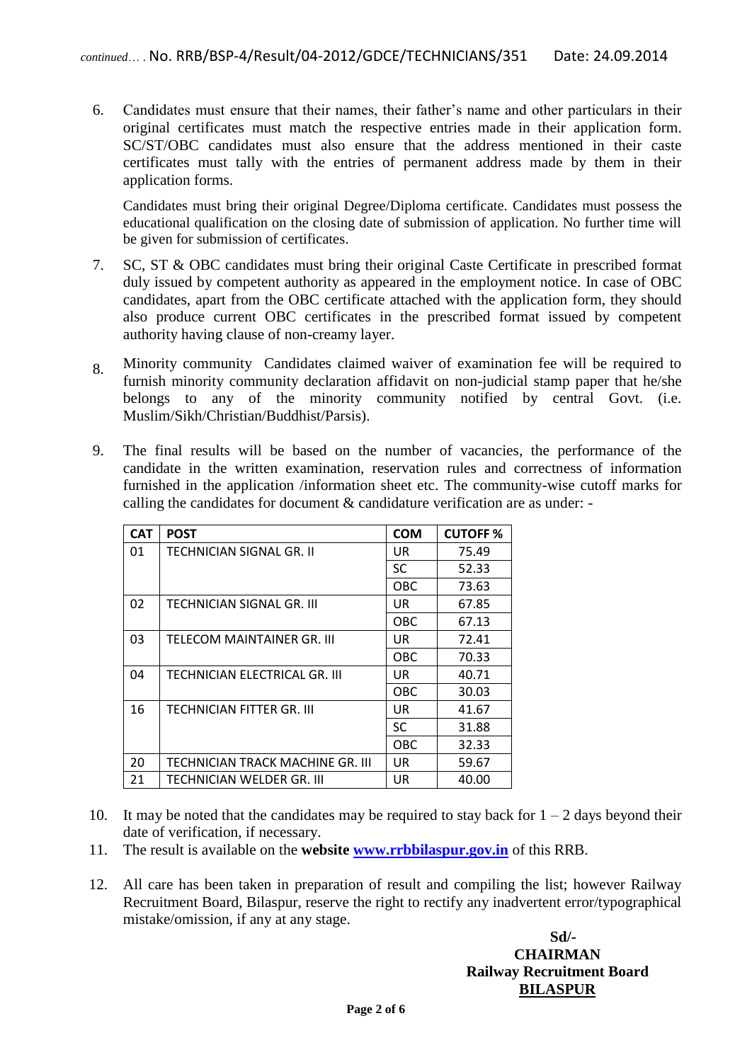*continued…* . No. RRB/BSP-4/Result/04-2012/GDCE/TECHNICIANS/351 Date: 24.09.2014

6. Candidates must ensure that their names, their father's name and other particulars in their original certificates must match the respective entries made in their application form. SC/ST/OBC candidates must also ensure that the address mentioned in their caste certificates must tally with the entries of permanent address made by them in their application forms.

   Candidates must bring their original Degree/Diploma certificate. Candidates must possess the educational qualification on the closing date of submission of application. No further time will be given for submission of certificates.

7. SC, ST & OBC candidates must bring their original Caste Certificate in prescribed format duly issued by competent authority as appeared in the employment notice. In case of OBC candidates, apart from the OBC certificate attached with the application form, they should also produce current OBC certificates in the prescribed format issued by competent authority having clause of non-creamy layer.

8. Minority community Candidates claimed waiver of examination fee will be required to furnish minority community declaration affidavit on non-judicial stamp paper that he/she belongs to any of the minority community notified by central Govt. (i.e. Muslim/Sikh/Christian/Buddhist/Parsis).

9. The final results will be based on the number of vacancies, the performance of the candidate in the written examination, reservation rules and correctness of information furnished in the application /information sheet etc. The community-wise cutoff marks for calling the candidates for document & candidature verification are as under: -

| CAT | POST | COM | CUTOFF % |
|---|---|---|---|
| 01 | TECHNICIAN SIGNAL GR. II | UR | 75.49 |
| | | SC | 52.33 |
| | | OBC | 73.63 |
| 02 | TECHNICIAN SIGNAL GR. III | UR | 67.85 |
| | | OBC | 67.13 |
| 03 | TELECOM MAINTAINER GR. III | UR | 72.41 |
| | | OBC | 70.33 |
| 04 | TECHNICIAN ELECTRICAL GR. III | UR | 40.71 |
| | | OBC | 30.03 |
| 16 | TECHNICIAN FITTER GR. III | UR | 41.67 |
| | | SC | 31.88 |
| | | OBC | 32.33 |
| 20 | TECHNICIAN TRACK MACHINE GR. III | UR | 59.67 |
| 21 | TECHNICIAN WELDER GR. III | UR | 40.00 |

10. It may be noted that the candidates may be required to stay back for 1 – 2 days beyond their date of verification, if necessary.
11. The result is available on the **website [www.rrbbilaspur.gov.in](http://www.rrbbilaspur.gov.in)** of this RRB.
12. All care has been taken in preparation of result and compiling the list; however Railway Recruitment Board, Bilaspur, reserve the right to rectify any inadvertent error/typographical mistake/omission, if any at any stage.

**Sd/-**
**CHAIRMAN**
**Railway Recruitment Board**
**BILASPUR**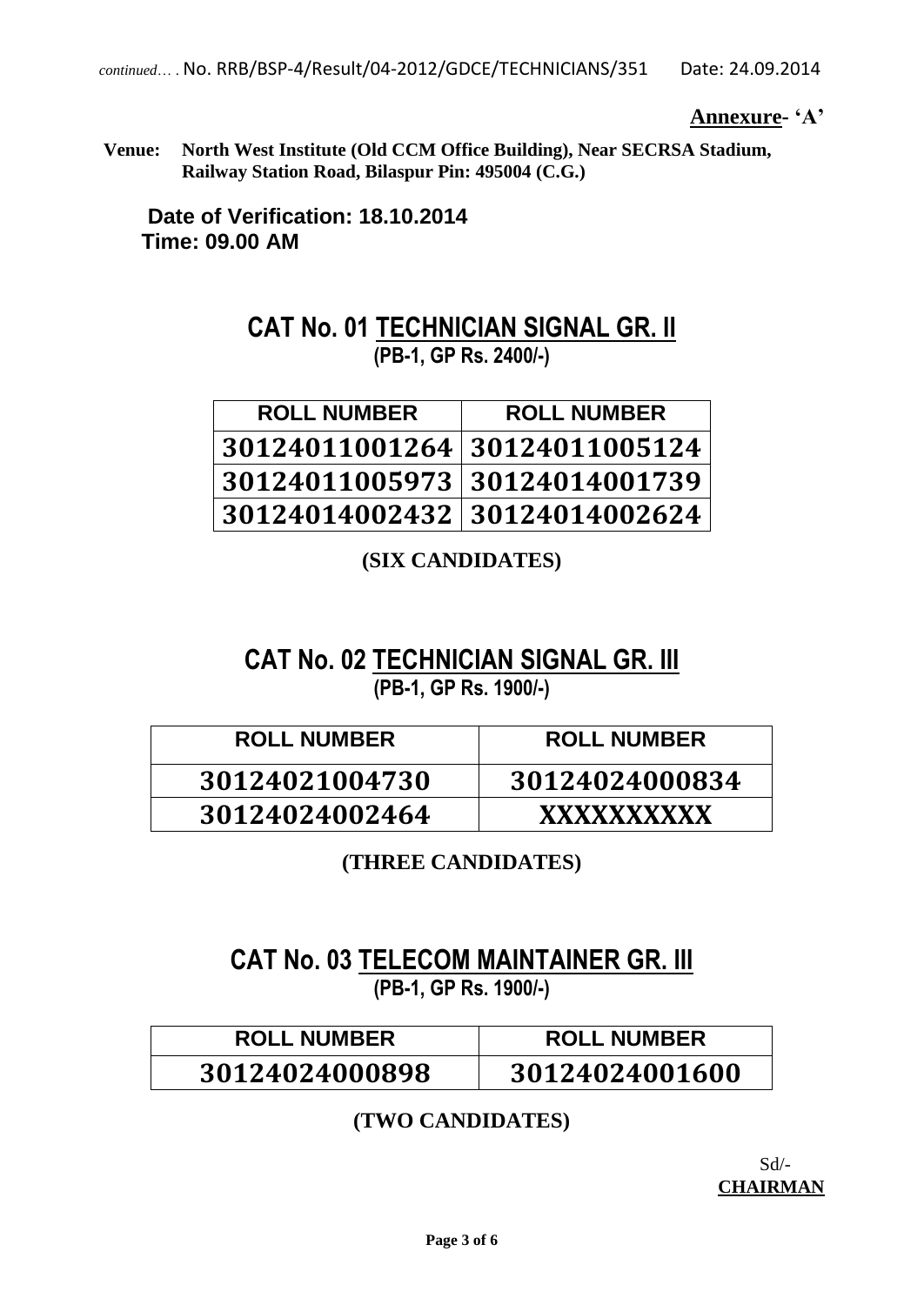*continued*… . No. RRB/BSP-4/Result/04-2012/GDCE/TECHNICIANS/351 Date: 24.09.2014

**Annexure- 'A'**

**Venue: North West Institute (Old CCM Office Building), Near SECRSA Stadium, Railway Station Road, Bilaspur Pin: 495004 (C.G.)**

**Date of Verification: 18.10.2014**
**Time: 09.00 AM**

## CAT No. 01 TECHNICIAN SIGNAL GR. II
**(PB-1, GP Rs. 2400/-)**

| ROLL NUMBER | ROLL NUMBER |
|---|---|
| 30124011001264 | 30124011005124 |
| 30124011005973 | 30124014001739 |
| 30124014002432 | 30124014002624 |

**(SIX CANDIDATES)**

## CAT No. 02 TECHNICIAN SIGNAL GR. III
**(PB-1, GP Rs. 1900/-)**

| ROLL NUMBER | ROLL NUMBER |
|---|---|
| 30124021004730 | 30124024000834 |
| 30124024002464 | XXXXXXXXXX |

**(THREE CANDIDATES)**

## CAT No. 03 TELECOM MAINTAINER GR. III
**(PB-1, GP Rs. 1900/-)**

| ROLL NUMBER | ROLL NUMBER |
|---|---|
| 30124024000898 | 30124024001600 |

**(TWO CANDIDATES)**

Sd/-
**CHAIRMAN**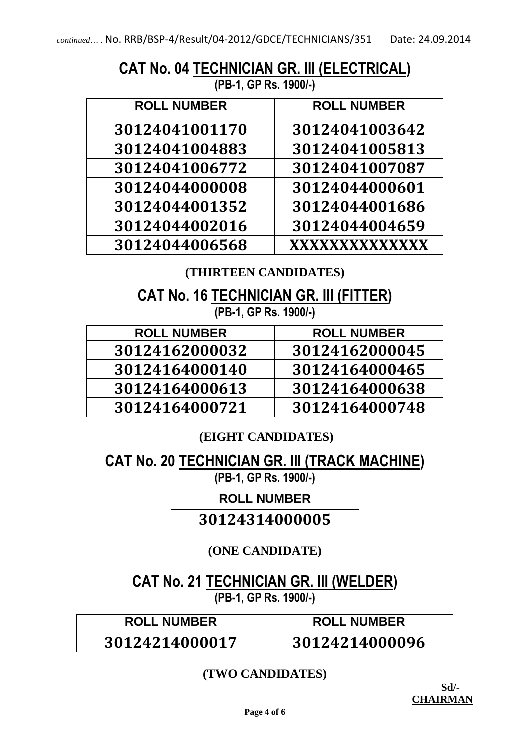*continued…* . No. RRB/BSP-4/Result/04-2012/GDCE/TECHNICIANS/351 Date: 24.09.2014

## CAT No. 04 TECHNICIAN GR. III (ELECTRICAL)

**(PB-1, GP Rs. 1900/-)**

| ROLL NUMBER | ROLL NUMBER |
|---|---|
| 30124041001170 | 30124041003642 |
| 30124041004883 | 30124041005813 |
| 30124041006772 | 30124041007087 |
| 30124044000008 | 30124044000601 |
| 30124044001352 | 30124044001686 |
| 30124044002016 | 30124044004659 |
| 30124044006568 | XXXXXXXXXXXXXX |

**(THIRTEEN CANDIDATES)**

## CAT No. 16 TECHNICIAN GR. III (FITTER)

**(PB-1, GP Rs. 1900/-)**

| ROLL NUMBER | ROLL NUMBER |
|---|---|
| 30124162000032 | 30124162000045 |
| 30124164000140 | 30124164000465 |
| 30124164000613 | 30124164000638 |
| 30124164000721 | 30124164000748 |

**(EIGHT CANDIDATES)**

## CAT No. 20 TECHNICIAN GR. III (TRACK MACHINE)

**(PB-1, GP Rs. 1900/-)**

| ROLL NUMBER |
|---|
| 30124314000005 |

**(ONE CANDIDATE)**

## CAT No. 21 TECHNICIAN GR. III (WELDER)

**(PB-1, GP Rs. 1900/-)**

| ROLL NUMBER | ROLL NUMBER |
|---|---|
| 30124214000017 | 30124214000096 |

**(TWO CANDIDATES)**

**Sd/-**
**CHAIRMAN**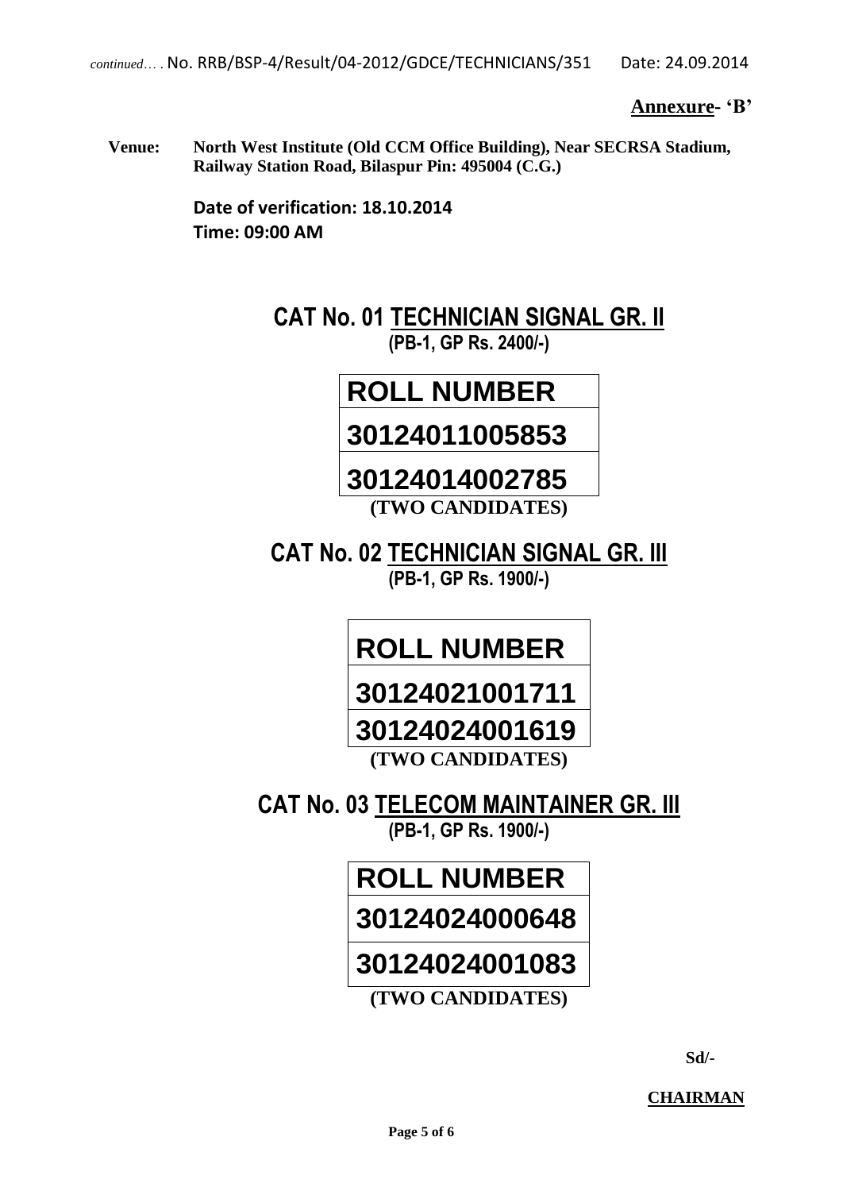*continued*… . No. RRB/BSP-4/Result/04-2012/GDCE/TECHNICIANS/351 Date: 24.09.2014

**Annexure- 'B'**

**Venue:** **North West Institute (Old CCM Office Building), Near SECRSA Stadium, Railway Station Road, Bilaspur Pin: 495004 (C.G.)**

**Date of verification: 18.10.2014**
**Time: 09:00 AM**

## CAT No. 01 TECHNICIAN SIGNAL GR. II

**(PB-1, GP Rs. 2400/-)**

| ROLL NUMBER |
|---|
| 30124011005853 |
| 30124014002785 |

**(TWO CANDIDATES)**

## CAT No. 02 TECHNICIAN SIGNAL GR. III

**(PB-1, GP Rs. 1900/-)**

| ROLL NUMBER |
|---|
| 30124021001711 |
| 30124024001619 |

**(TWO CANDIDATES)**

## CAT No. 03 TELECOM MAINTAINER GR. III

**(PB-1, GP Rs. 1900/-)**

| ROLL NUMBER |
|---|
| 30124024000648 |
| 30124024001083 |

**(TWO CANDIDATES)**

**Sd/-**

**CHAIRMAN**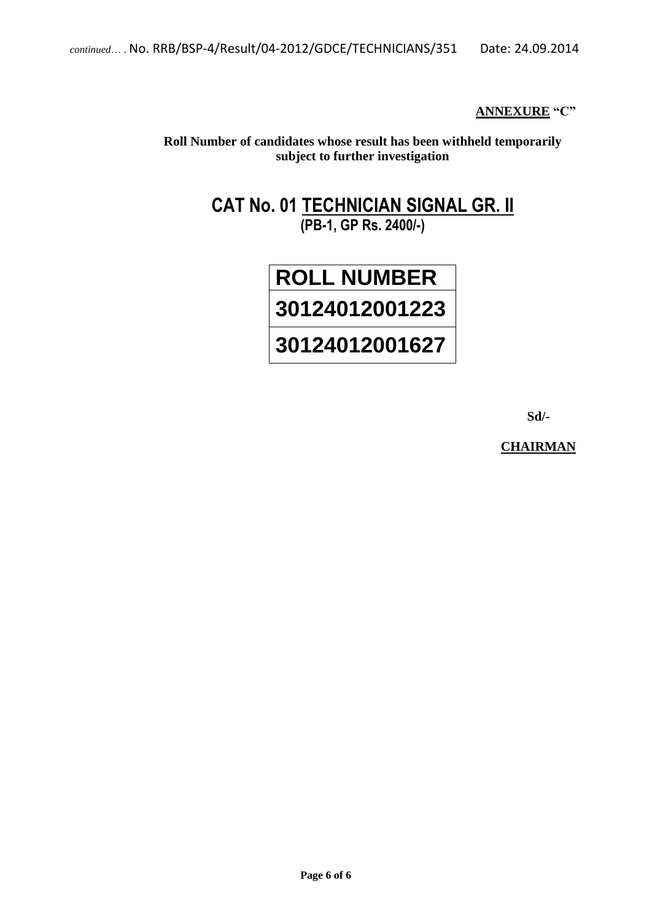**ANNEXURE "C"**

**Roll Number of candidates whose result has been withheld temporarily subject to further investigation**

## CAT No. 01 TECHNICIAN SIGNAL GR. II
### (PB-1, GP Rs. 2400/-)

| ROLL NUMBER |
| --- |
| 30124012001223 |
| 30124012001627 |

**Sd/-**

**CHAIRMAN**